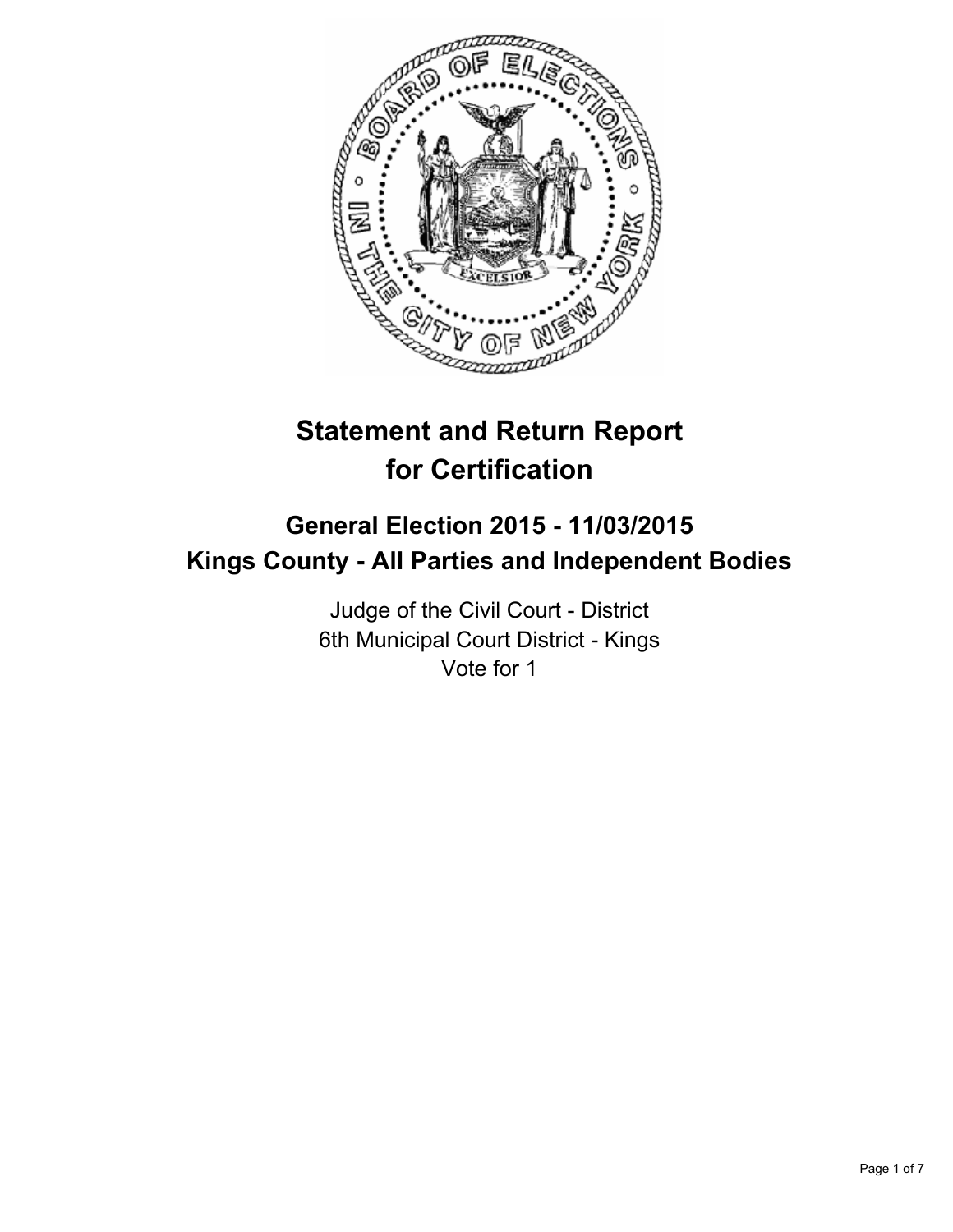# Statement and Return Report for Certification

## General Election 2015 - 11/03/2015
## Kings County - All Parties and Independent Bodies

Judge of the Civil Court - District
6th Municipal Court District - Kings
Vote for 1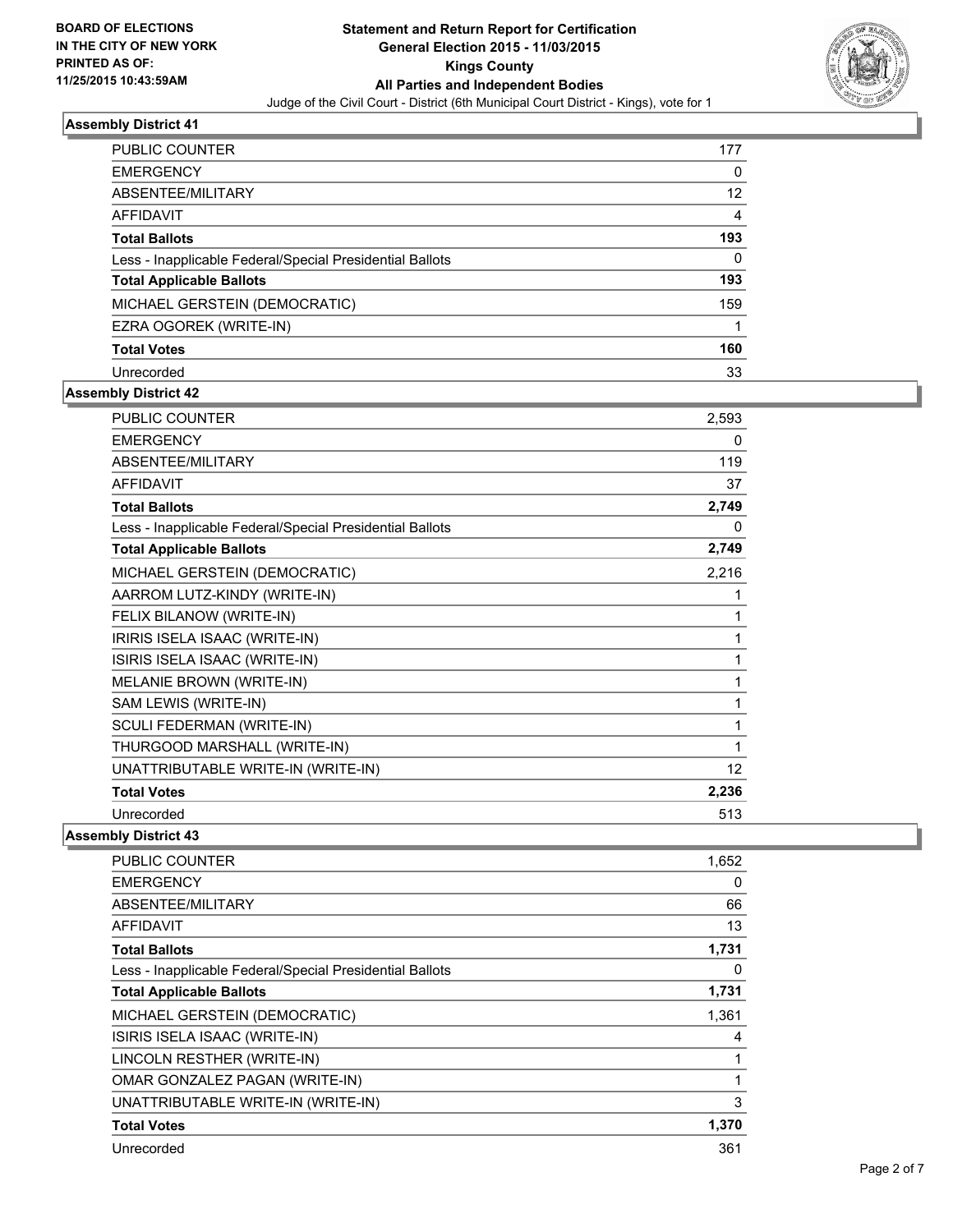## Assembly District 41

| | |
|---|---|
| PUBLIC COUNTER | 177 |
| EMERGENCY | 0 |
| ABSENTEE/MILITARY | 12 |
| AFFIDAVIT | 4 |
| **Total Ballots** | **193** |
| Less - Inapplicable Federal/Special Presidential Ballots | 0 |
| **Total Applicable Ballots** | **193** |
| MICHAEL GERSTEIN (DEMOCRATIC) | 159 |
| EZRA OGOREK (WRITE-IN) | 1 |
| **Total Votes** | **160** |
| Unrecorded | 33 |

## Assembly District 42

| | |
|---|---|
| PUBLIC COUNTER | 2,593 |
| EMERGENCY | 0 |
| ABSENTEE/MILITARY | 119 |
| AFFIDAVIT | 37 |
| **Total Ballots** | **2,749** |
| Less - Inapplicable Federal/Special Presidential Ballots | 0 |
| **Total Applicable Ballots** | **2,749** |
| MICHAEL GERSTEIN (DEMOCRATIC) | 2,216 |
| AARROM LUTZ-KINDY (WRITE-IN) | 1 |
| FELIX BILANOW (WRITE-IN) | 1 |
| IRIRIS ISELA ISAAC (WRITE-IN) | 1 |
| ISIRIS ISELA ISAAC (WRITE-IN) | 1 |
| MELANIE BROWN (WRITE-IN) | 1 |
| SAM LEWIS (WRITE-IN) | 1 |
| SCULI FEDERMAN (WRITE-IN) | 1 |
| THURGOOD MARSHALL (WRITE-IN) | 1 |
| UNATTRIBUTABLE WRITE-IN (WRITE-IN) | 12 |
| **Total Votes** | **2,236** |
| Unrecorded | 513 |

## Assembly District 43

| | |
|---|---|
| PUBLIC COUNTER | 1,652 |
| EMERGENCY | 0 |
| ABSENTEE/MILITARY | 66 |
| AFFIDAVIT | 13 |
| **Total Ballots** | **1,731** |
| Less - Inapplicable Federal/Special Presidential Ballots | 0 |
| **Total Applicable Ballots** | **1,731** |
| MICHAEL GERSTEIN (DEMOCRATIC) | 1,361 |
| ISIRIS ISELA ISAAC (WRITE-IN) | 4 |
| LINCOLN RESTHER (WRITE-IN) | 1 |
| OMAR GONZALEZ PAGAN (WRITE-IN) | 1 |
| UNATTRIBUTABLE WRITE-IN (WRITE-IN) | 3 |
| **Total Votes** | **1,370** |
| Unrecorded | 361 |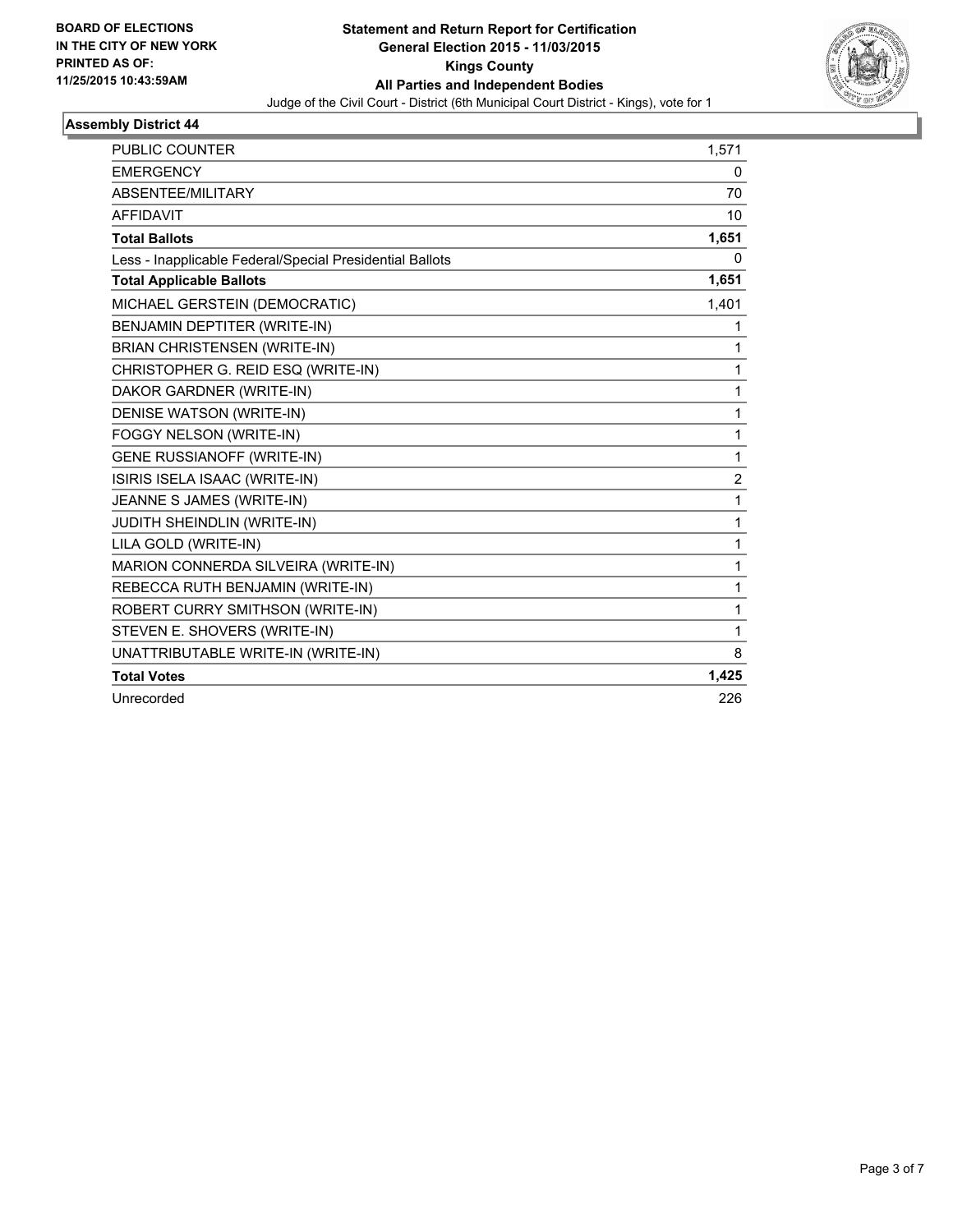**BOARD OF ELECTIONS**
**IN THE CITY OF NEW YORK**
**PRINTED AS OF:**
**11/25/2015 10:43:59AM**

# Statement and Return Report for Certification
## General Election 2015 - 11/03/2015
## Kings County
## All Parties and Independent Bodies

Judge of the Civil Court - District (6th Municipal Court District - Kings), vote for 1

### Assembly District 44

| | |
|---|---|
| PUBLIC COUNTER | 1,571 |
| EMERGENCY | 0 |
| ABSENTEE/MILITARY | 70 |
| AFFIDAVIT | 10 |
| **Total Ballots** | **1,651** |
| Less - Inapplicable Federal/Special Presidential Ballots | 0 |
| **Total Applicable Ballots** | **1,651** |
| MICHAEL GERSTEIN (DEMOCRATIC) | 1,401 |
| BENJAMIN DEPTITER (WRITE-IN) | 1 |
| BRIAN CHRISTENSEN (WRITE-IN) | 1 |
| CHRISTOPHER G. REID ESQ (WRITE-IN) | 1 |
| DAKOR GARDNER (WRITE-IN) | 1 |
| DENISE WATSON (WRITE-IN) | 1 |
| FOGGY NELSON (WRITE-IN) | 1 |
| GENE RUSSIANOFF (WRITE-IN) | 1 |
| ISIRIS ISELA ISAAC (WRITE-IN) | 2 |
| JEANNE S JAMES (WRITE-IN) | 1 |
| JUDITH SHEINDLIN (WRITE-IN) | 1 |
| LILA GOLD (WRITE-IN) | 1 |
| MARION CONNERDA SILVEIRA (WRITE-IN) | 1 |
| REBECCA RUTH BENJAMIN (WRITE-IN) | 1 |
| ROBERT CURRY SMITHSON (WRITE-IN) | 1 |
| STEVEN E. SHOVERS (WRITE-IN) | 1 |
| UNATTRIBUTABLE WRITE-IN (WRITE-IN) | 8 |
| **Total Votes** | **1,425** |
| Unrecorded | 226 |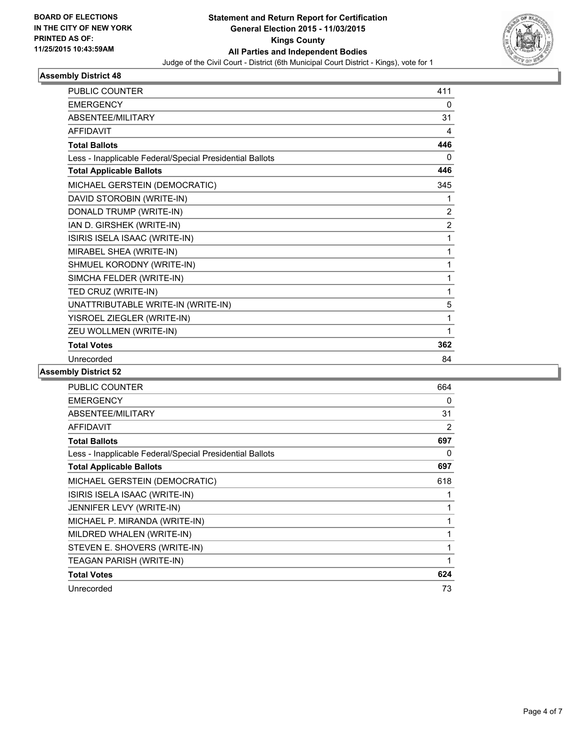**BOARD OF ELECTIONS IN THE CITY OF NEW YORK PRINTED AS OF: 11/25/2015 10:43:59AM**

**Statement and Return Report for Certification General Election 2015 - 11/03/2015 Kings County All Parties and Independent Bodies**

Judge of the Civil Court - District (6th Municipal Court District - Kings), vote for 1

### Assembly District 48

| | |
|---|---|
| PUBLIC COUNTER | 411 |
| EMERGENCY | 0 |
| ABSENTEE/MILITARY | 31 |
| AFFIDAVIT | 4 |
| **Total Ballots** | **446** |
| Less - Inapplicable Federal/Special Presidential Ballots | 0 |
| **Total Applicable Ballots** | **446** |
| MICHAEL GERSTEIN (DEMOCRATIC) | 345 |
| DAVID STOROBIN (WRITE-IN) | 1 |
| DONALD TRUMP (WRITE-IN) | 2 |
| IAN D. GIRSHEK (WRITE-IN) | 2 |
| ISIRIS ISELA ISAAC (WRITE-IN) | 1 |
| MIRABEL SHEA (WRITE-IN) | 1 |
| SHMUEL KORODNY (WRITE-IN) | 1 |
| SIMCHA FELDER (WRITE-IN) | 1 |
| TED CRUZ (WRITE-IN) | 1 |
| UNATTRIBUTABLE WRITE-IN (WRITE-IN) | 5 |
| YISROEL ZIEGLER (WRITE-IN) | 1 |
| ZEU WOLLMEN (WRITE-IN) | 1 |
| **Total Votes** | **362** |
| Unrecorded | 84 |

### Assembly District 52

| | |
|---|---|
| PUBLIC COUNTER | 664 |
| EMERGENCY | 0 |
| ABSENTEE/MILITARY | 31 |
| AFFIDAVIT | 2 |
| **Total Ballots** | **697** |
| Less - Inapplicable Federal/Special Presidential Ballots | 0 |
| **Total Applicable Ballots** | **697** |
| MICHAEL GERSTEIN (DEMOCRATIC) | 618 |
| ISIRIS ISELA ISAAC (WRITE-IN) | 1 |
| JENNIFER LEVY (WRITE-IN) | 1 |
| MICHAEL P. MIRANDA (WRITE-IN) | 1 |
| MILDRED WHALEN (WRITE-IN) | 1 |
| STEVEN E. SHOVERS (WRITE-IN) | 1 |
| TEAGAN PARISH (WRITE-IN) | 1 |
| **Total Votes** | **624** |
| Unrecorded | 73 |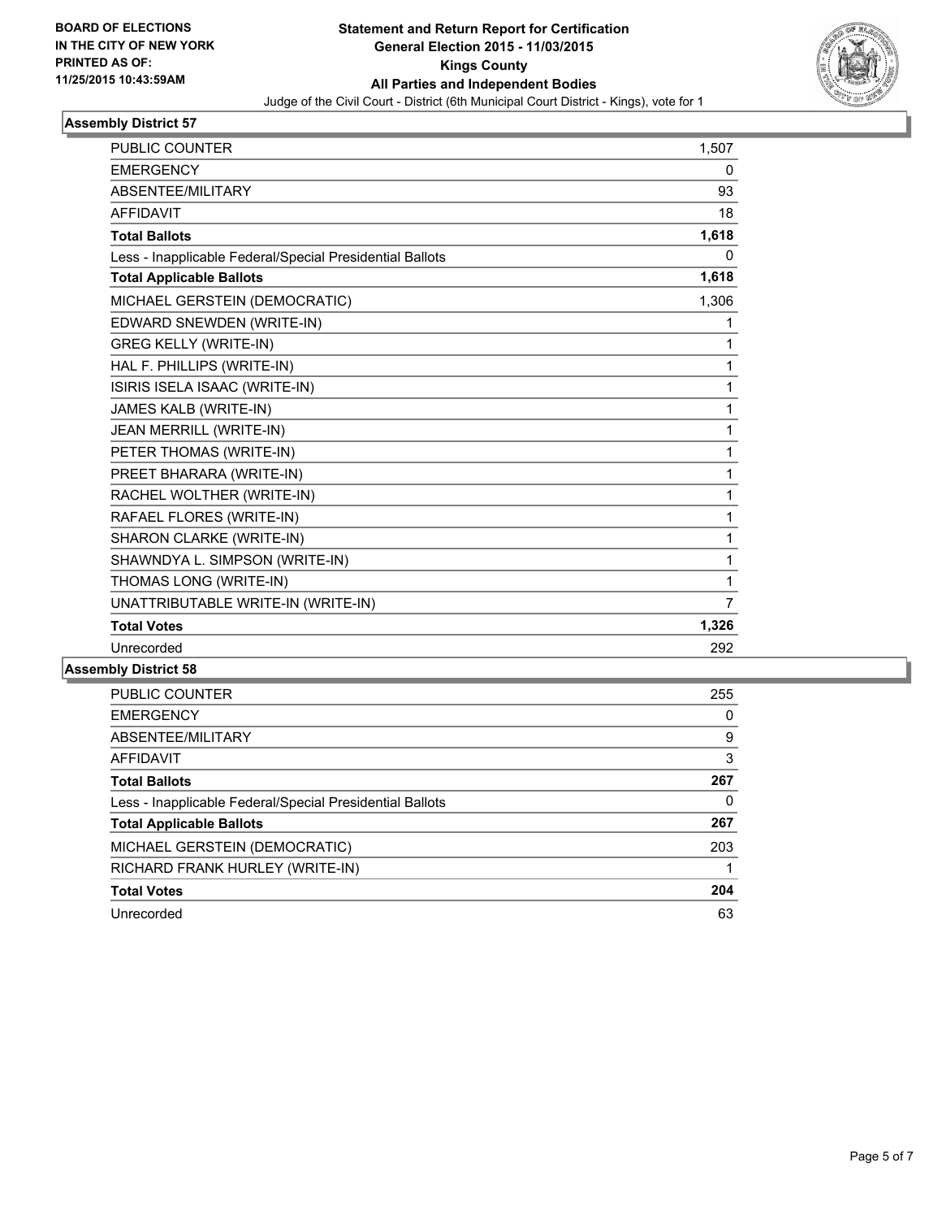**BOARD OF ELECTIONS IN THE CITY OF NEW YORK PRINTED AS OF: 11/25/2015 10:43:59AM**

**Statement and Return Report for Certification**
**General Election 2015 - 11/03/2015**
**Kings County**
**All Parties and Independent Bodies**
Judge of the Civil Court - District (6th Municipal Court District - Kings), vote for 1

### Assembly District 57

| | |
|---|---|
| PUBLIC COUNTER | 1,507 |
| EMERGENCY | 0 |
| ABSENTEE/MILITARY | 93 |
| AFFIDAVIT | 18 |
| **Total Ballots** | **1,618** |
| Less - Inapplicable Federal/Special Presidential Ballots | 0 |
| **Total Applicable Ballots** | **1,618** |
| MICHAEL GERSTEIN (DEMOCRATIC) | 1,306 |
| EDWARD SNEWDEN (WRITE-IN) | 1 |
| GREG KELLY (WRITE-IN) | 1 |
| HAL F. PHILLIPS (WRITE-IN) | 1 |
| ISIRIS ISELA ISAAC (WRITE-IN) | 1 |
| JAMES KALB (WRITE-IN) | 1 |
| JEAN MERRILL (WRITE-IN) | 1 |
| PETER THOMAS (WRITE-IN) | 1 |
| PREET BHARARA (WRITE-IN) | 1 |
| RACHEL WOLTHER (WRITE-IN) | 1 |
| RAFAEL FLORES (WRITE-IN) | 1 |
| SHARON CLARKE (WRITE-IN) | 1 |
| SHAWNDYA L. SIMPSON (WRITE-IN) | 1 |
| THOMAS LONG (WRITE-IN) | 1 |
| UNATTRIBUTABLE WRITE-IN (WRITE-IN) | 7 |
| **Total Votes** | **1,326** |
| Unrecorded | 292 |

### Assembly District 58

| | |
|---|---|
| PUBLIC COUNTER | 255 |
| EMERGENCY | 0 |
| ABSENTEE/MILITARY | 9 |
| AFFIDAVIT | 3 |
| **Total Ballots** | **267** |
| Less - Inapplicable Federal/Special Presidential Ballots | 0 |
| **Total Applicable Ballots** | **267** |
| MICHAEL GERSTEIN (DEMOCRATIC) | 203 |
| RICHARD FRANK HURLEY (WRITE-IN) | 1 |
| **Total Votes** | **204** |
| Unrecorded | 63 |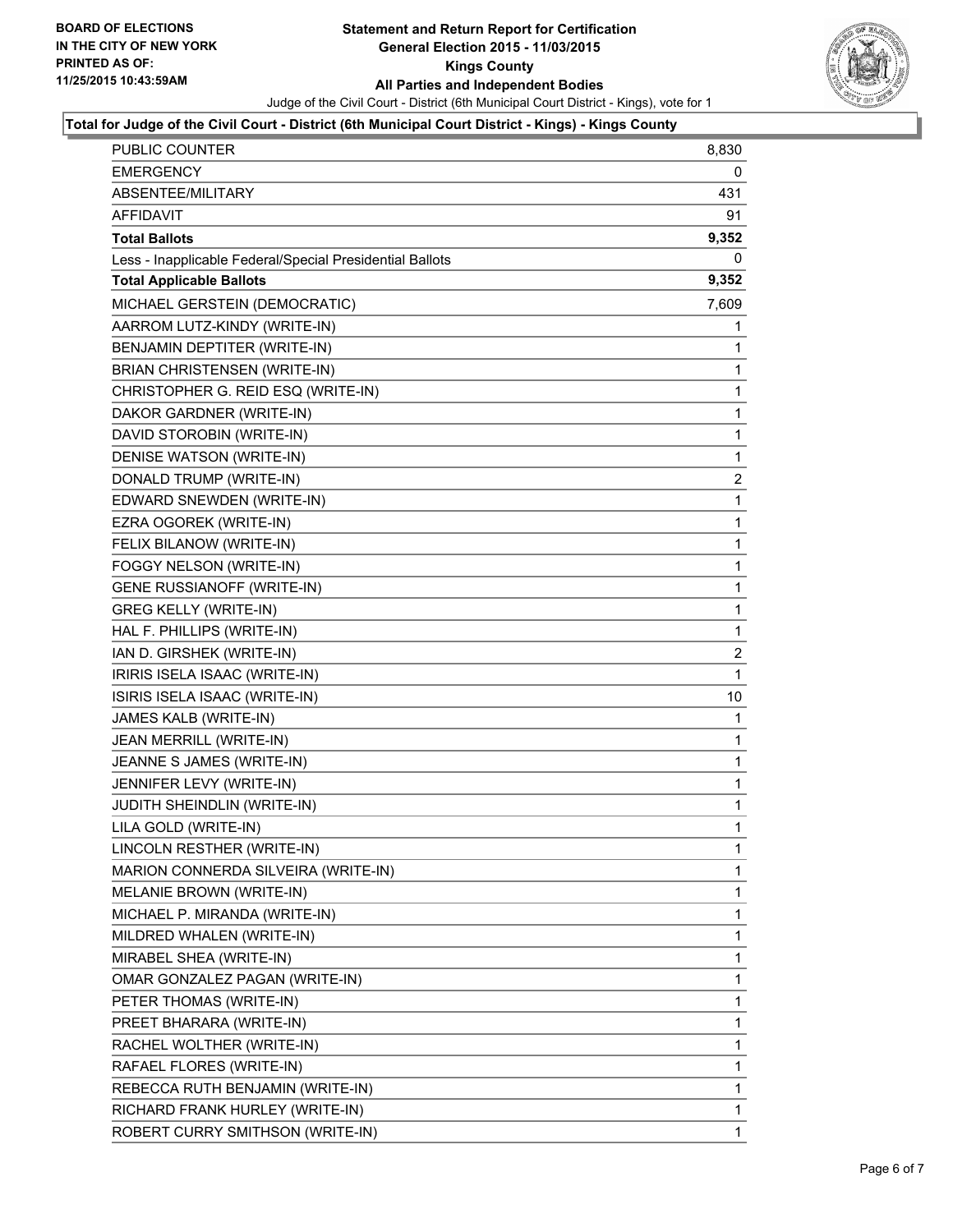BOARD OF ELECTIONS
IN THE CITY OF NEW YORK
PRINTED AS OF:
11/25/2015 10:43:59AM

# Statement and Return Report for Certification
## General Election 2015 - 11/03/2015
## Kings County
## All Parties and Independent Bodies

Judge of the Civil Court - District (6th Municipal Court District - Kings), vote for 1

### Total for Judge of the Civil Court - District (6th Municipal Court District - Kings) - Kings County

| | |
|---|---|
| PUBLIC COUNTER | 8,830 |
| EMERGENCY | 0 |
| ABSENTEE/MILITARY | 431 |
| AFFIDAVIT | 91 |
| **Total Ballots** | **9,352** |
| Less - Inapplicable Federal/Special Presidential Ballots | 0 |
| **Total Applicable Ballots** | **9,352** |
| MICHAEL GERSTEIN (DEMOCRATIC) | 7,609 |
| AARROM LUTZ-KINDY (WRITE-IN) | 1 |
| BENJAMIN DEPTITER (WRITE-IN) | 1 |
| BRIAN CHRISTENSEN (WRITE-IN) | 1 |
| CHRISTOPHER G. REID ESQ (WRITE-IN) | 1 |
| DAKOR GARDNER (WRITE-IN) | 1 |
| DAVID STOROBIN (WRITE-IN) | 1 |
| DENISE WATSON (WRITE-IN) | 1 |
| DONALD TRUMP (WRITE-IN) | 2 |
| EDWARD SNEWDEN (WRITE-IN) | 1 |
| EZRA OGOREK (WRITE-IN) | 1 |
| FELIX BILANOW (WRITE-IN) | 1 |
| FOGGY NELSON (WRITE-IN) | 1 |
| GENE RUSSIANOFF (WRITE-IN) | 1 |
| GREG KELLY (WRITE-IN) | 1 |
| HAL F. PHILLIPS (WRITE-IN) | 1 |
| IAN D. GIRSHEK (WRITE-IN) | 2 |
| IRIRIS ISELA ISAAC (WRITE-IN) | 1 |
| ISIRIS ISELA ISAAC (WRITE-IN) | 10 |
| JAMES KALB (WRITE-IN) | 1 |
| JEAN MERRILL (WRITE-IN) | 1 |
| JEANNE S JAMES (WRITE-IN) | 1 |
| JENNIFER LEVY (WRITE-IN) | 1 |
| JUDITH SHEINDLIN (WRITE-IN) | 1 |
| LILA GOLD (WRITE-IN) | 1 |
| LINCOLN RESTHER (WRITE-IN) | 1 |
| MARION CONNERDA SILVEIRA (WRITE-IN) | 1 |
| MELANIE BROWN (WRITE-IN) | 1 |
| MICHAEL P. MIRANDA (WRITE-IN) | 1 |
| MILDRED WHALEN (WRITE-IN) | 1 |
| MIRABEL SHEA (WRITE-IN) | 1 |
| OMAR GONZALEZ PAGAN (WRITE-IN) | 1 |
| PETER THOMAS (WRITE-IN) | 1 |
| PREET BHARARA (WRITE-IN) | 1 |
| RACHEL WOLTHER (WRITE-IN) | 1 |
| RAFAEL FLORES (WRITE-IN) | 1 |
| REBECCA RUTH BENJAMIN (WRITE-IN) | 1 |
| RICHARD FRANK HURLEY (WRITE-IN) | 1 |
| ROBERT CURRY SMITHSON (WRITE-IN) | 1 |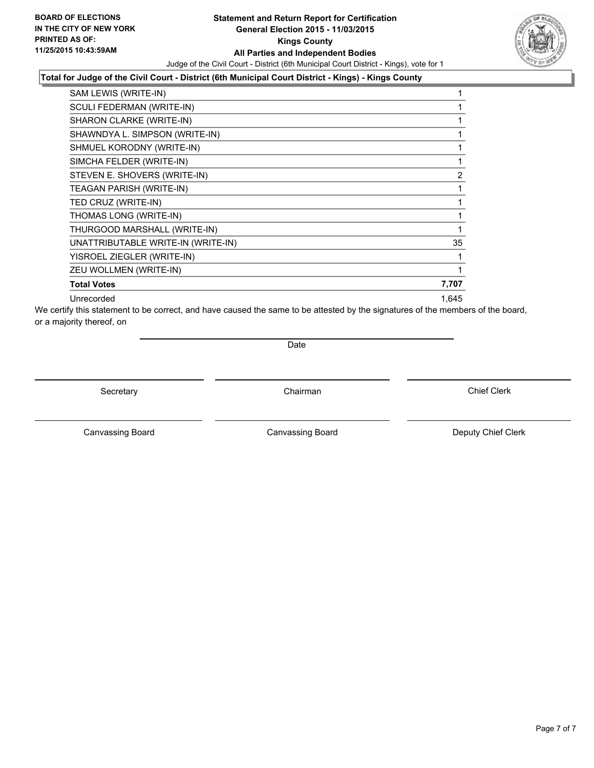**BOARD OF ELECTIONS IN THE CITY OF NEW YORK PRINTED AS OF: 11/25/2015 10:43:59AM**

**Statement and Return Report for Certification**
**General Election 2015 - 11/03/2015**
**Kings County**
**All Parties and Independent Bodies**

Judge of the Civil Court - District (6th Municipal Court District - Kings), vote for 1

**Total for Judge of the Civil Court - District (6th Municipal Court District - Kings) - Kings County**

| | |
|---|---|
| SAM LEWIS (WRITE-IN) | 1 |
| SCULI FEDERMAN (WRITE-IN) | 1 |
| SHARON CLARKE (WRITE-IN) | 1 |
| SHAWNDYA L. SIMPSON (WRITE-IN) | 1 |
| SHMUEL KORODNY (WRITE-IN) | 1 |
| SIMCHA FELDER (WRITE-IN) | 1 |
| STEVEN E. SHOVERS (WRITE-IN) | 2 |
| TEAGAN PARISH (WRITE-IN) | 1 |
| TED CRUZ (WRITE-IN) | 1 |
| THOMAS LONG (WRITE-IN) | 1 |
| THURGOOD MARSHALL (WRITE-IN) | 1 |
| UNATTRIBUTABLE WRITE-IN (WRITE-IN) | 35 |
| YISROEL ZIEGLER (WRITE-IN) | 1 |
| ZEU WOLLMEN (WRITE-IN) | 1 |
| **Total Votes** | **7,707** |
| Unrecorded | 1,645 |

We certify this statement to be correct, and have caused the same to be attested by the signatures of the members of the board, or a majority thereof, on

Date

Secretary | Chairman | Chief Clerk

Canvassing Board | Canvassing Board | Deputy Chief Clerk